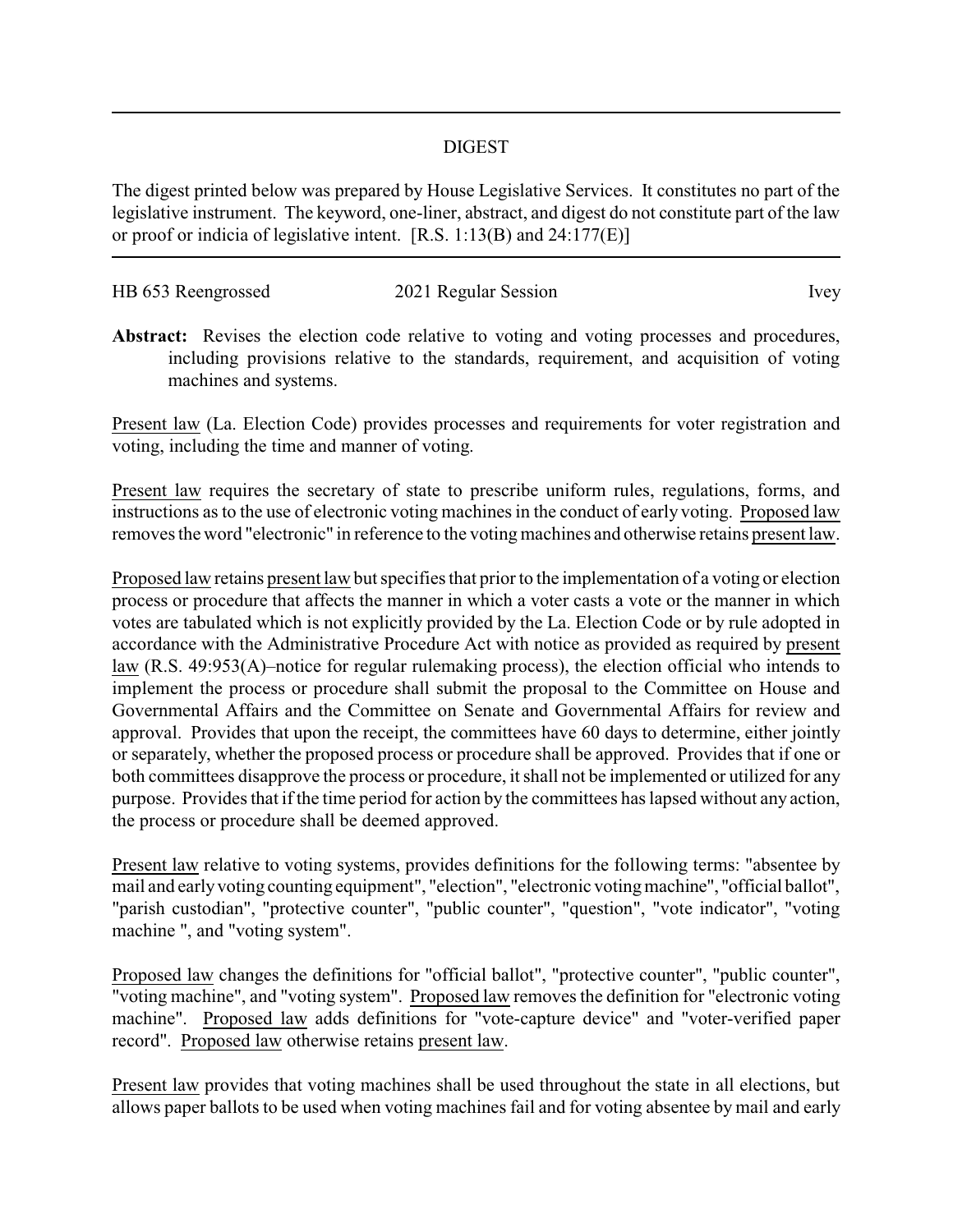## DIGEST

The digest printed below was prepared by House Legislative Services. It constitutes no part of the legislative instrument. The keyword, one-liner, abstract, and digest do not constitute part of the law or proof or indicia of legislative intent. [R.S. 1:13(B) and 24:177(E)]

HB 653 Reengrossed | 2021 Regular Session | Ivey

**Abstract:** Revises the election code relative to voting and voting processes and procedures, including provisions relative to the standards, requirement, and acquisition of voting machines and systems.

Present law (La. Election Code) provides processes and requirements for voter registration and voting, including the time and manner of voting.

Present law requires the secretary of state to prescribe uniform rules, regulations, forms, and instructions as to the use of electronic voting machines in the conduct of early voting. Proposed law removes the word "electronic" in reference to the voting machines and otherwise retains present law.

Proposed law retains present law but specifies that prior to the implementation of a voting or election process or procedure that affects the manner in which a voter casts a vote or the manner in which votes are tabulated which is not explicitly provided by the La. Election Code or by rule adopted in accordance with the Administrative Procedure Act with notice as provided as required by present law (R.S. 49:953(A)–notice for regular rulemaking process), the election official who intends to implement the process or procedure shall submit the proposal to the Committee on House and Governmental Affairs and the Committee on Senate and Governmental Affairs for review and approval. Provides that upon the receipt, the committees have 60 days to determine, either jointly or separately, whether the proposed process or procedure shall be approved. Provides that if one or both committees disapprove the process or procedure, it shall not be implemented or utilized for any purpose. Provides that if the time period for action by the committees has lapsed without any action, the process or procedure shall be deemed approved.

Present law relative to voting systems, provides definitions for the following terms: "absentee by mail and early voting counting equipment", "election", "electronic voting machine", "official ballot", "parish custodian", "protective counter", "public counter", "question", "vote indicator", "voting machine ", and "voting system".

Proposed law changes the definitions for "official ballot", "protective counter", "public counter", "voting machine", and "voting system". Proposed law removes the definition for "electronic voting machine". Proposed law adds definitions for "vote-capture device" and "voter-verified paper record". Proposed law otherwise retains present law.

Present law provides that voting machines shall be used throughout the state in all elections, but allows paper ballots to be used when voting machines fail and for voting absentee by mail and early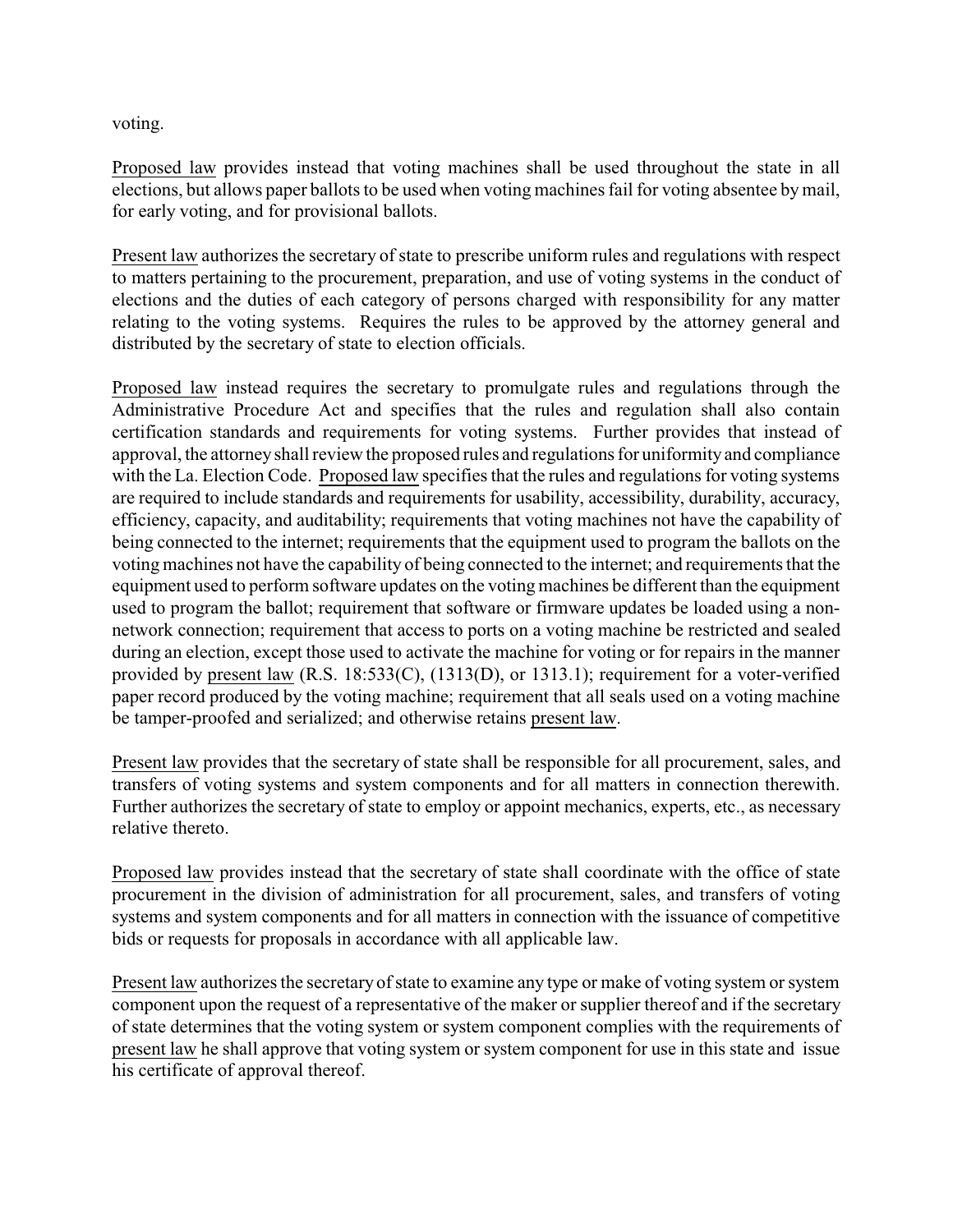voting.

<u>Proposed law</u> provides instead that voting machines shall be used throughout the state in all elections, but allows paper ballots to be used when voting machines fail for voting absentee by mail, for early voting, and for provisional ballots.

<u>Present law</u> authorizes the secretary of state to prescribe uniform rules and regulations with respect to matters pertaining to the procurement, preparation, and use of voting systems in the conduct of elections and the duties of each category of persons charged with responsibility for any matter relating to the voting systems. Requires the rules to be approved by the attorney general and distributed by the secretary of state to election officials.

<u>Proposed law</u> instead requires the secretary to promulgate rules and regulations through the Administrative Procedure Act and specifies that the rules and regulation shall also contain certification standards and requirements for voting systems. Further provides that instead of approval, the attorney shall review the proposed rules and regulations for uniformity and compliance with the La. Election Code. <u>Proposed law</u> specifies that the rules and regulations for voting systems are required to include standards and requirements for usability, accessibility, durability, accuracy, efficiency, capacity, and auditability; requirements that voting machines not have the capability of being connected to the internet; requirements that the equipment used to program the ballots on the voting machines not have the capability of being connected to the internet; and requirements that the equipment used to perform software updates on the voting machines be different than the equipment used to program the ballot; requirement that software or firmware updates be loaded using a non-network connection; requirement that access to ports on a voting machine be restricted and sealed during an election, except those used to activate the machine for voting or for repairs in the manner provided by <u>present law</u> (R.S. 18:533(C), (1313(D), or 1313.1); requirement for a voter-verified paper record produced by the voting machine; requirement that all seals used on a voting machine be tamper-proofed and serialized; and otherwise retains <u>present law</u>.

<u>Present law</u> provides that the secretary of state shall be responsible for all procurement, sales, and transfers of voting systems and system components and for all matters in connection therewith. Further authorizes the secretary of state to employ or appoint mechanics, experts, etc., as necessary relative thereto.

<u>Proposed law</u> provides instead that the secretary of state shall coordinate with the office of state procurement in the division of administration for all procurement, sales, and transfers of voting systems and system components and for all matters in connection with the issuance of competitive bids or requests for proposals in accordance with all applicable law.

<u>Present law</u> authorizes the secretary of state to examine any type or make of voting system or system component upon the request of a representative of the maker or supplier thereof and if the secretary of state determines that the voting system or system component complies with the requirements of <u>present law</u> he shall approve that voting system or system component for use in this state and issue his certificate of approval thereof.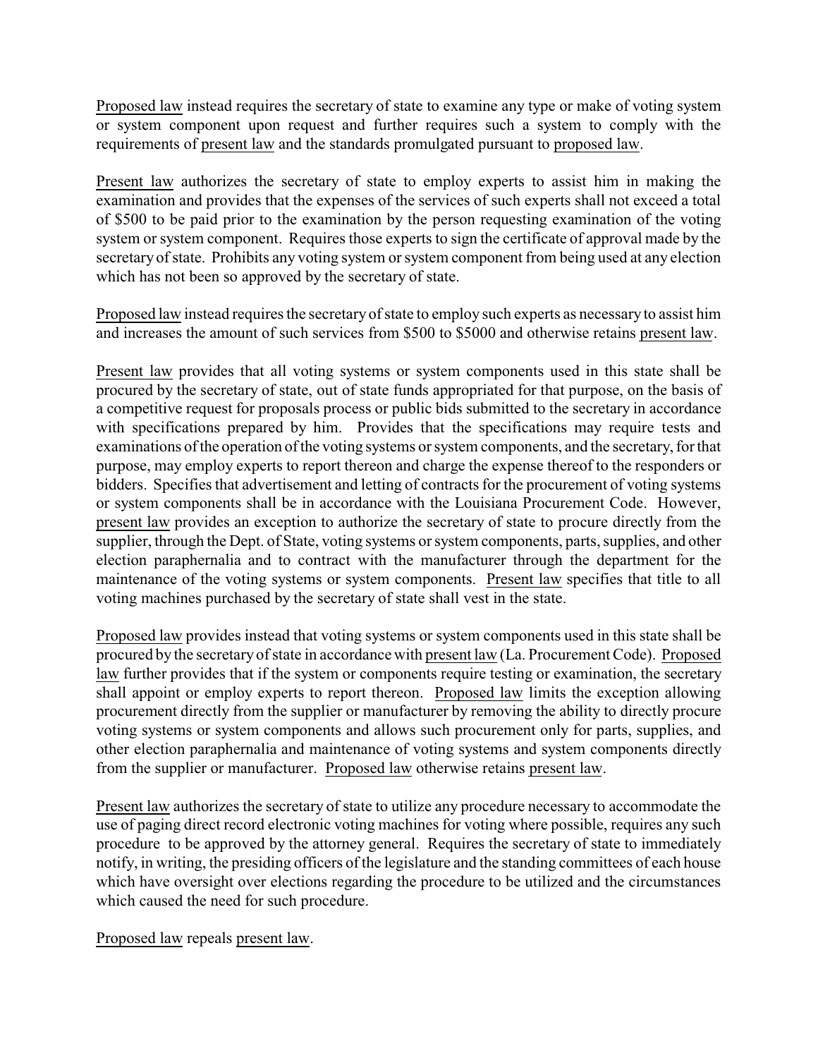Proposed law instead requires the secretary of state to examine any type or make of voting system or system component upon request and further requires such a system to comply with the requirements of present law and the standards promulgated pursuant to proposed law.

Present law authorizes the secretary of state to employ experts to assist him in making the examination and provides that the expenses of the services of such experts shall not exceed a total of $500 to be paid prior to the examination by the person requesting examination of the voting system or system component. Requires those experts to sign the certificate of approval made by the secretary of state. Prohibits any voting system or system component from being used at any election which has not been so approved by the secretary of state.

Proposed law instead requires the secretary of state to employ such experts as necessary to assist him and increases the amount of such services from $500 to $5000 and otherwise retains present law.

Present law provides that all voting systems or system components used in this state shall be procured by the secretary of state, out of state funds appropriated for that purpose, on the basis of a competitive request for proposals process or public bids submitted to the secretary in accordance with specifications prepared by him. Provides that the specifications may require tests and examinations of the operation of the voting systems or system components, and the secretary, for that purpose, may employ experts to report thereon and charge the expense thereof to the responders or bidders. Specifies that advertisement and letting of contracts for the procurement of voting systems or system components shall be in accordance with the Louisiana Procurement Code. However, present law provides an exception to authorize the secretary of state to procure directly from the supplier, through the Dept. of State, voting systems or system components, parts, supplies, and other election paraphernalia and to contract with the manufacturer through the department for the maintenance of the voting systems or system components. Present law specifies that title to all voting machines purchased by the secretary of state shall vest in the state.

Proposed law provides instead that voting systems or system components used in this state shall be procured by the secretary of state in accordance with present law (La. Procurement Code). Proposed law further provides that if the system or components require testing or examination, the secretary shall appoint or employ experts to report thereon. Proposed law limits the exception allowing procurement directly from the supplier or manufacturer by removing the ability to directly procure voting systems or system components and allows such procurement only for parts, supplies, and other election paraphernalia and maintenance of voting systems and system components directly from the supplier or manufacturer. Proposed law otherwise retains present law.

Present law authorizes the secretary of state to utilize any procedure necessary to accommodate the use of paging direct record electronic voting machines for voting where possible, requires any such procedure to be approved by the attorney general. Requires the secretary of state to immediately notify, in writing, the presiding officers of the legislature and the standing committees of each house which have oversight over elections regarding the procedure to be utilized and the circumstances which caused the need for such procedure.

Proposed law repeals present law.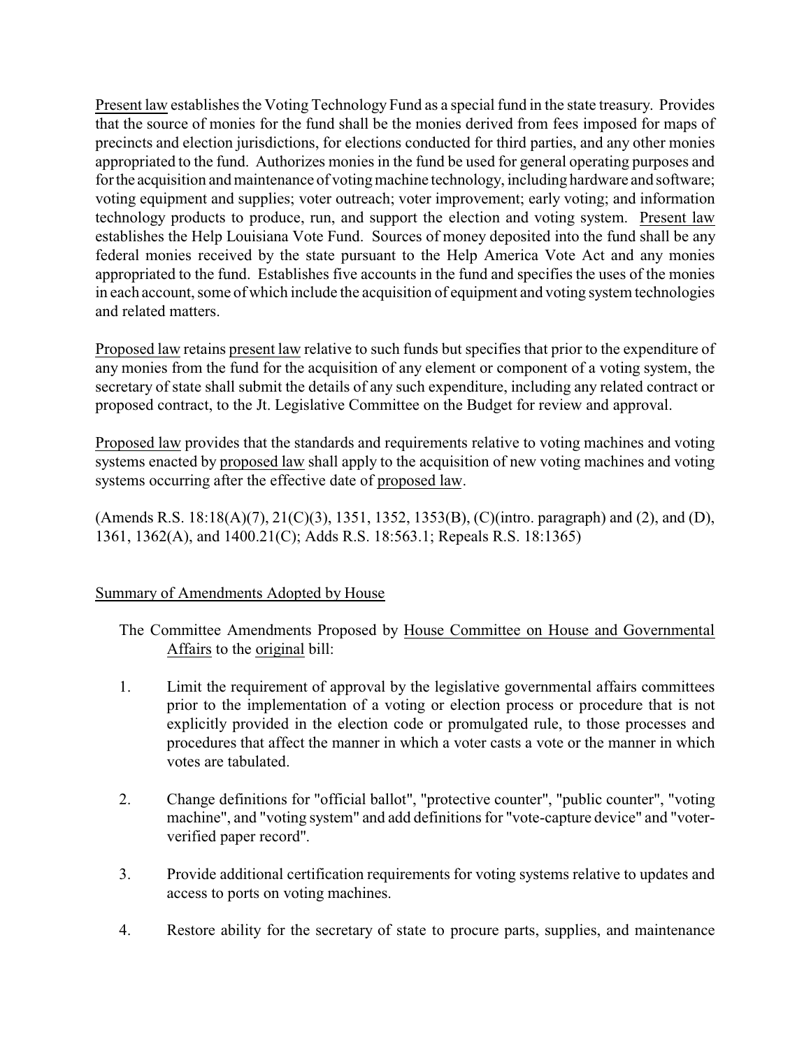Present law establishes the Voting Technology Fund as a special fund in the state treasury. Provides that the source of monies for the fund shall be the monies derived from fees imposed for maps of precincts and election jurisdictions, for elections conducted for third parties, and any other monies appropriated to the fund. Authorizes monies in the fund be used for general operating purposes and for the acquisition and maintenance of voting machine technology, including hardware and software; voting equipment and supplies; voter outreach; voter improvement; early voting; and information technology products to produce, run, and support the election and voting system. Present law establishes the Help Louisiana Vote Fund. Sources of money deposited into the fund shall be any federal monies received by the state pursuant to the Help America Vote Act and any monies appropriated to the fund. Establishes five accounts in the fund and specifies the uses of the monies in each account, some of which include the acquisition of equipment and voting system technologies and related matters.

Proposed law retains present law relative to such funds but specifies that prior to the expenditure of any monies from the fund for the acquisition of any element or component of a voting system, the secretary of state shall submit the details of any such expenditure, including any related contract or proposed contract, to the Jt. Legislative Committee on the Budget for review and approval.

Proposed law provides that the standards and requirements relative to voting machines and voting systems enacted by proposed law shall apply to the acquisition of new voting machines and voting systems occurring after the effective date of proposed law.

(Amends R.S. 18:18(A)(7), 21(C)(3), 1351, 1352, 1353(B), (C)(intro. paragraph) and (2), and (D), 1361, 1362(A), and 1400.21(C); Adds R.S. 18:563.1; Repeals R.S. 18:1365)

Summary of Amendments Adopted by House

The Committee Amendments Proposed by House Committee on House and Governmental Affairs to the original bill:

1. Limit the requirement of approval by the legislative governmental affairs committees prior to the implementation of a voting or election process or procedure that is not explicitly provided in the election code or promulgated rule, to those processes and procedures that affect the manner in which a voter casts a vote or the manner in which votes are tabulated.

2. Change definitions for "official ballot", "protective counter", "public counter", "voting machine", and "voting system" and add definitions for "vote-capture device" and "voter-verified paper record".

3. Provide additional certification requirements for voting systems relative to updates and access to ports on voting machines.

4. Restore ability for the secretary of state to procure parts, supplies, and maintenance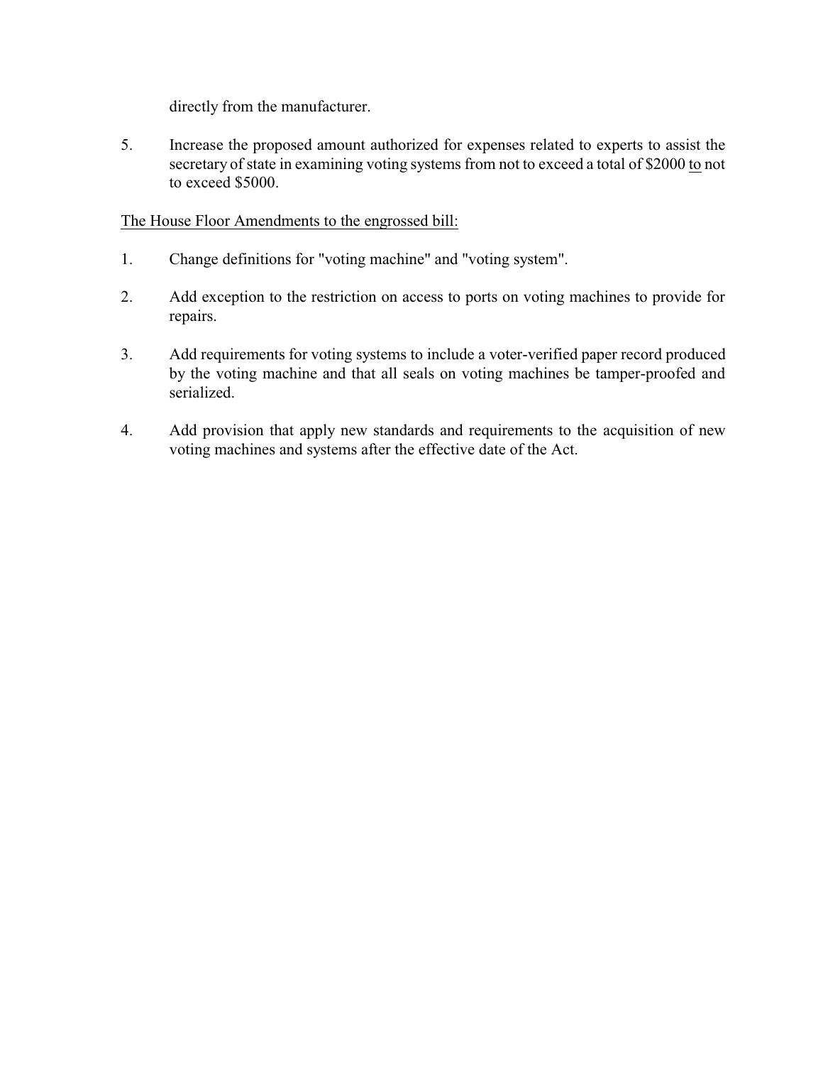directly from the manufacturer.

5. Increase the proposed amount authorized for expenses related to experts to assist the secretary of state in examining voting systems from not to exceed a total of $2000 <u>to</u> not to exceed $5000.

<u>The House Floor Amendments to the engrossed bill:</u>

1. Change definitions for "voting machine" and "voting system".

2. Add exception to the restriction on access to ports on voting machines to provide for repairs.

3. Add requirements for voting systems to include a voter-verified paper record produced by the voting machine and that all seals on voting machines be tamper-proofed and serialized.

4. Add provision that apply new standards and requirements to the acquisition of new voting machines and systems after the effective date of the Act.